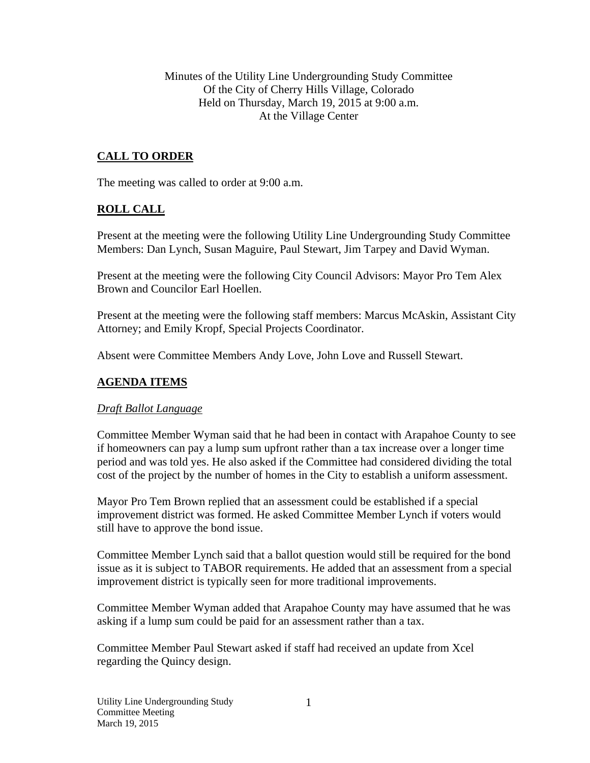Minutes of the Utility Line Undergrounding Study Committee
Of the City of Cherry Hills Village, Colorado
Held on Thursday, March 19, 2015 at 9:00 a.m.
At the Village Center

## CALL TO ORDER

The meeting was called to order at 9:00 a.m.

## ROLL CALL

Present at the meeting were the following Utility Line Undergrounding Study Committee Members: Dan Lynch, Susan Maguire, Paul Stewart, Jim Tarpey and David Wyman.

Present at the meeting were the following City Council Advisors: Mayor Pro Tem Alex Brown and Councilor Earl Hoellen.

Present at the meeting were the following staff members: Marcus McAskin, Assistant City Attorney; and Emily Kropf, Special Projects Coordinator.

Absent were Committee Members Andy Love, John Love and Russell Stewart.

## AGENDA ITEMS

*Draft Ballot Language*

Committee Member Wyman said that he had been in contact with Arapahoe County to see if homeowners can pay a lump sum upfront rather than a tax increase over a longer time period and was told yes. He also asked if the Committee had considered dividing the total cost of the project by the number of homes in the City to establish a uniform assessment.

Mayor Pro Tem Brown replied that an assessment could be established if a special improvement district was formed. He asked Committee Member Lynch if voters would still have to approve the bond issue.

Committee Member Lynch said that a ballot question would still be required for the bond issue as it is subject to TABOR requirements. He added that an assessment from a special improvement district is typically seen for more traditional improvements.

Committee Member Wyman added that Arapahoe County may have assumed that he was asking if a lump sum could be paid for an assessment rather than a tax.

Committee Member Paul Stewart asked if staff had received an update from Xcel regarding the Quincy design.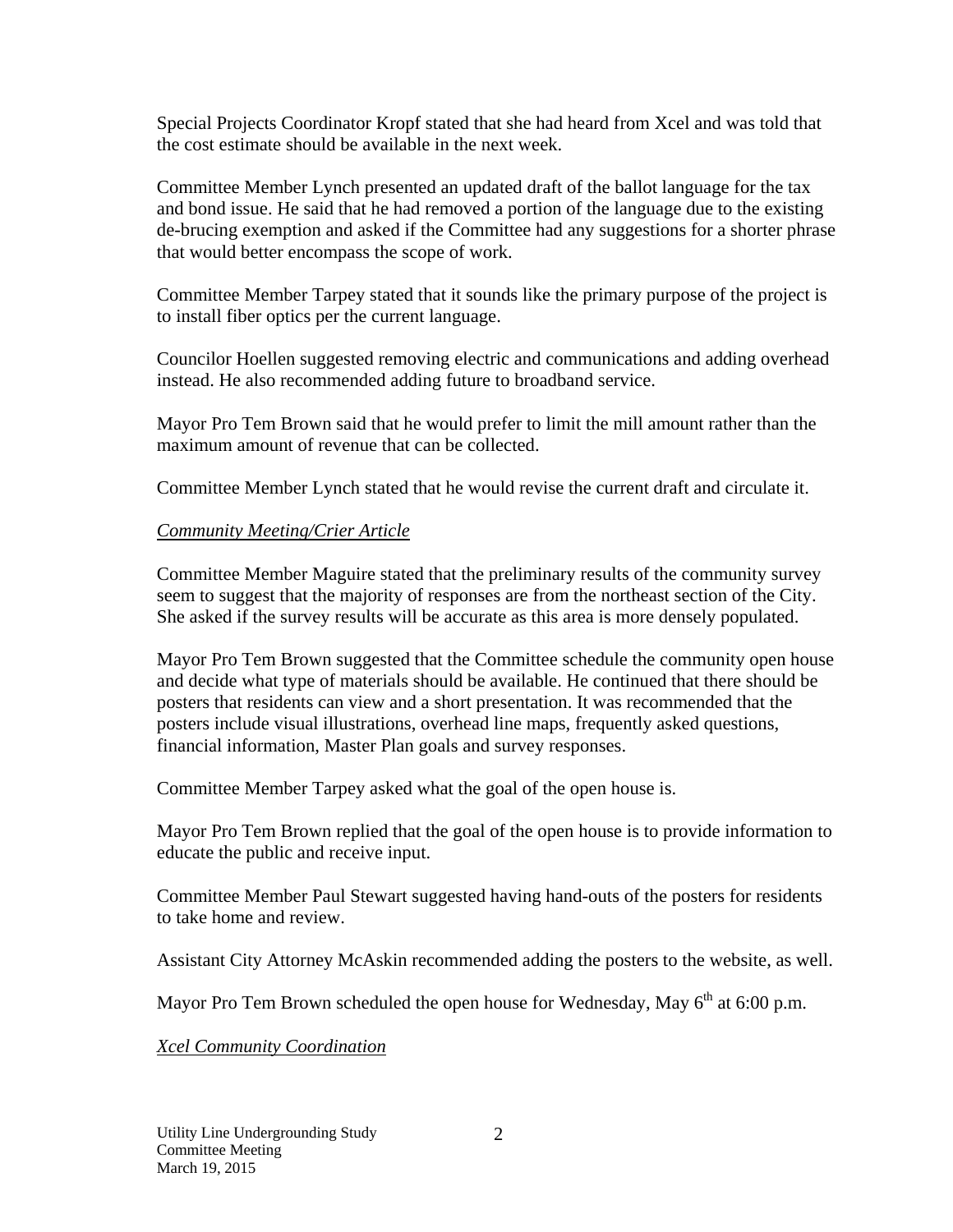Special Projects Coordinator Kropf stated that she had heard from Xcel and was told that the cost estimate should be available in the next week.

Committee Member Lynch presented an updated draft of the ballot language for the tax and bond issue. He said that he had removed a portion of the language due to the existing de-brucing exemption and asked if the Committee had any suggestions for a shorter phrase that would better encompass the scope of work.

Committee Member Tarpey stated that it sounds like the primary purpose of the project is to install fiber optics per the current language.

Councilor Hoellen suggested removing electric and communications and adding overhead instead. He also recommended adding future to broadband service.

Mayor Pro Tem Brown said that he would prefer to limit the mill amount rather than the maximum amount of revenue that can be collected.

Committee Member Lynch stated that he would revise the current draft and circulate it.

*Community Meeting/Crier Article*

Committee Member Maguire stated that the preliminary results of the community survey seem to suggest that the majority of responses are from the northeast section of the City. She asked if the survey results will be accurate as this area is more densely populated.

Mayor Pro Tem Brown suggested that the Committee schedule the community open house and decide what type of materials should be available. He continued that there should be posters that residents can view and a short presentation. It was recommended that the posters include visual illustrations, overhead line maps, frequently asked questions, financial information, Master Plan goals and survey responses.

Committee Member Tarpey asked what the goal of the open house is.

Mayor Pro Tem Brown replied that the goal of the open house is to provide information to educate the public and receive input.

Committee Member Paul Stewart suggested having hand-outs of the posters for residents to take home and review.

Assistant City Attorney McAskin recommended adding the posters to the website, as well.

Mayor Pro Tem Brown scheduled the open house for Wednesday, May 6th at 6:00 p.m.

*Xcel Community Coordination*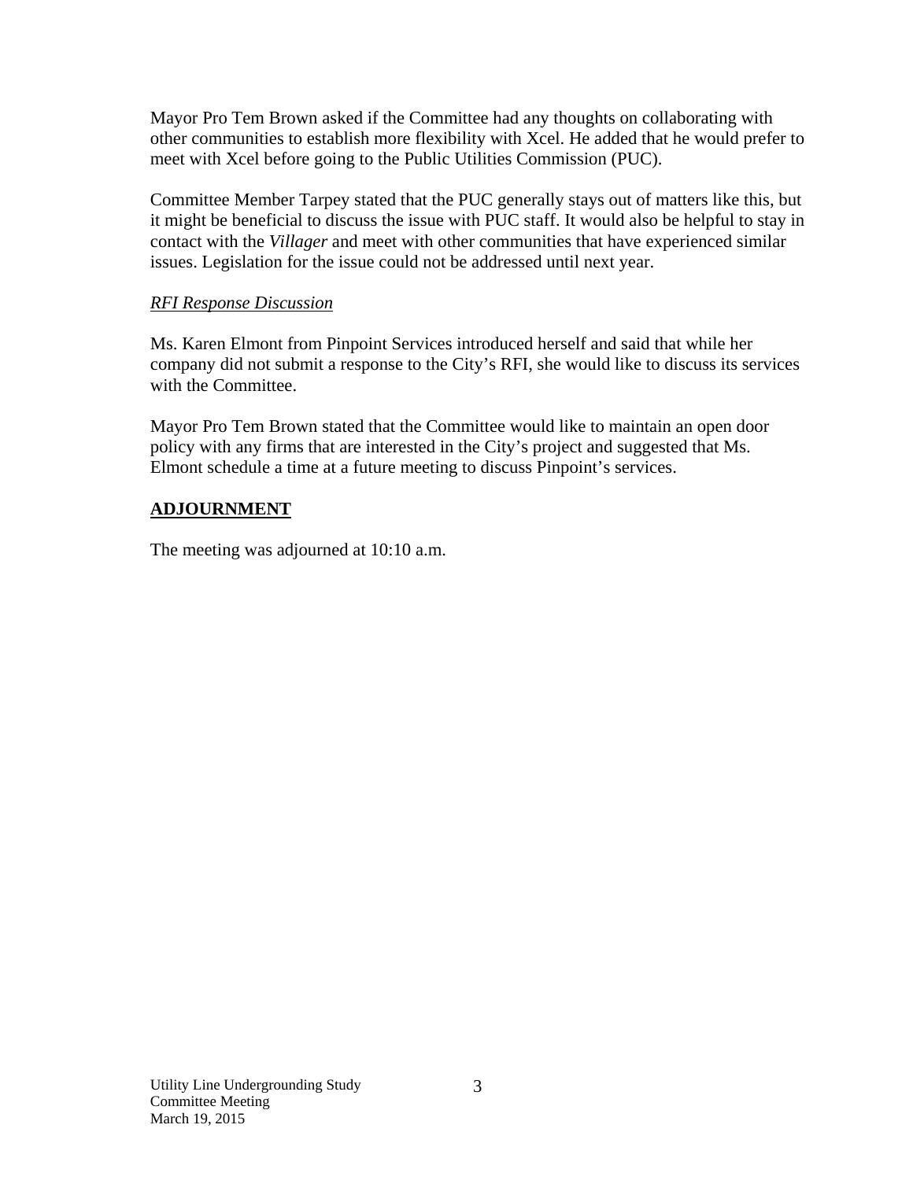Mayor Pro Tem Brown asked if the Committee had any thoughts on collaborating with other communities to establish more flexibility with Xcel. He added that he would prefer to meet with Xcel before going to the Public Utilities Commission (PUC).

Committee Member Tarpey stated that the PUC generally stays out of matters like this, but it might be beneficial to discuss the issue with PUC staff. It would also be helpful to stay in contact with the *Villager* and meet with other communities that have experienced similar issues. Legislation for the issue could not be addressed until next year.

*RFI Response Discussion*

Ms. Karen Elmont from Pinpoint Services introduced herself and said that while her company did not submit a response to the City's RFI, she would like to discuss its services with the Committee.

Mayor Pro Tem Brown stated that the Committee would like to maintain an open door policy with any firms that are interested in the City's project and suggested that Ms. Elmont schedule a time at a future meeting to discuss Pinpoint's services.

## ADJOURNMENT

The meeting was adjourned at 10:10 a.m.